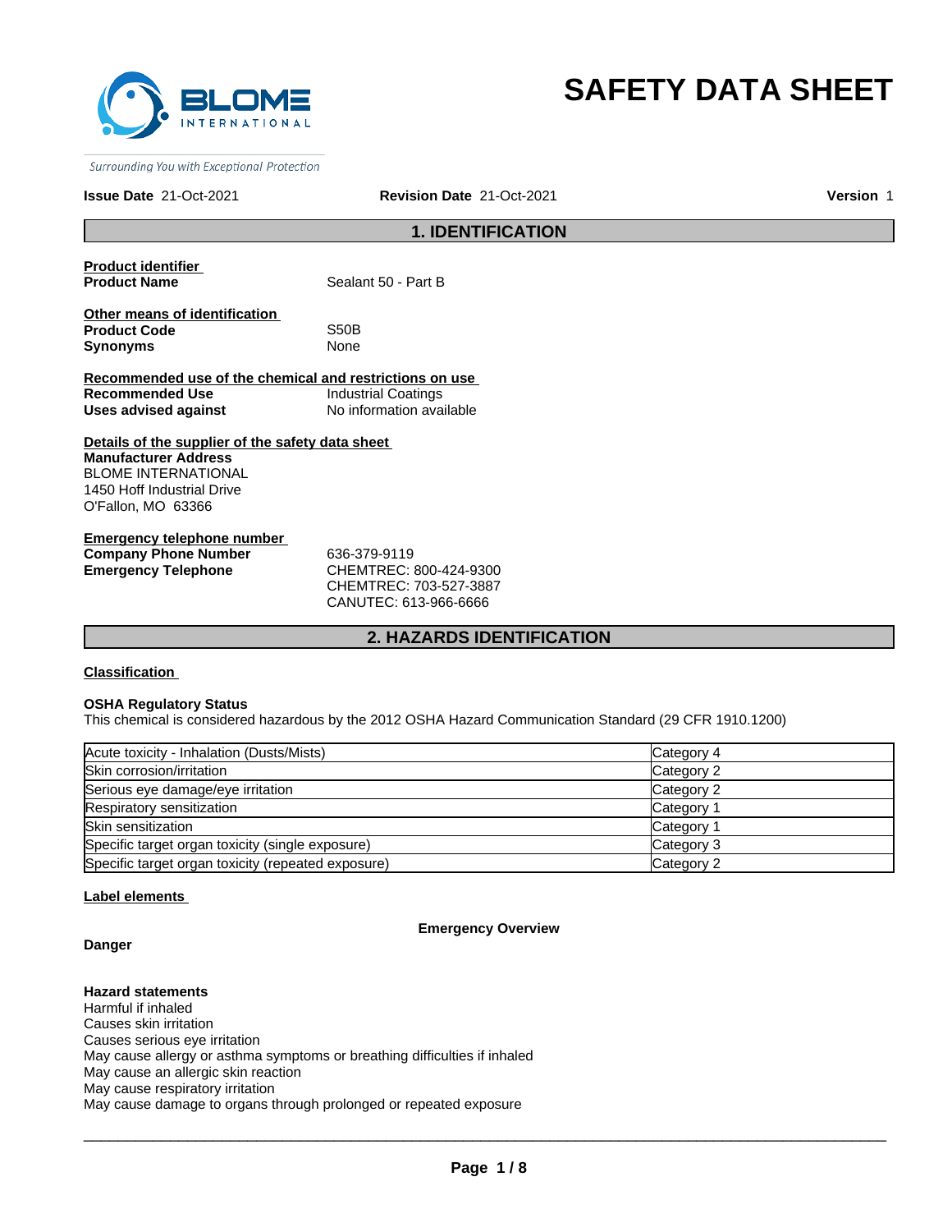BLOME INTERNATIONAL

*Surrounding You with Exceptional Protection*

# SAFETY DATA SHEET

**Issue Date** 21-Oct-2021 **Revision Date** 21-Oct-2021 **Version** 1

## 1. IDENTIFICATION

**Product identifier**

**Product Name** Sealant 50 - Part B

**Other means of identification**

**Product Code** S50B
**Synonyms** None

**Recommended use of the chemical and restrictions on use**

**Recommended Use** Industrial Coatings
**Uses advised against** No information available

**Details of the supplier of the safety data sheet**

**Manufacturer Address**
BLOME INTERNATIONAL
1450 Hoff Industrial Drive
O'Fallon, MO 63366

**Emergency telephone number**

**Company Phone Number** 636-379-9119
**Emergency Telephone** CHEMTREC: 800-424-9300
CHEMTREC: 703-527-3887
CANUTEC: 613-966-6666

## 2. HAZARDS IDENTIFICATION

**Classification**

**OSHA Regulatory Status**
This chemical is considered hazardous by the 2012 OSHA Hazard Communication Standard (29 CFR 1910.1200)

| | |
|---|---|
| Acute toxicity - Inhalation (Dusts/Mists) | Category 4 |
| Skin corrosion/irritation | Category 2 |
| Serious eye damage/eye irritation | Category 2 |
| Respiratory sensitization | Category 1 |
| Skin sensitization | Category 1 |
| Specific target organ toxicity (single exposure) | Category 3 |
| Specific target organ toxicity (repeated exposure) | Category 2 |

**Label elements**

**Emergency Overview**

**Danger**

**Hazard statements**
Harmful if inhaled
Causes skin irritation
Causes serious eye irritation
May cause allergy or asthma symptoms or breathing difficulties if inhaled
May cause an allergic skin reaction
May cause respiratory irritation
May cause damage to organs through prolonged or repeated exposure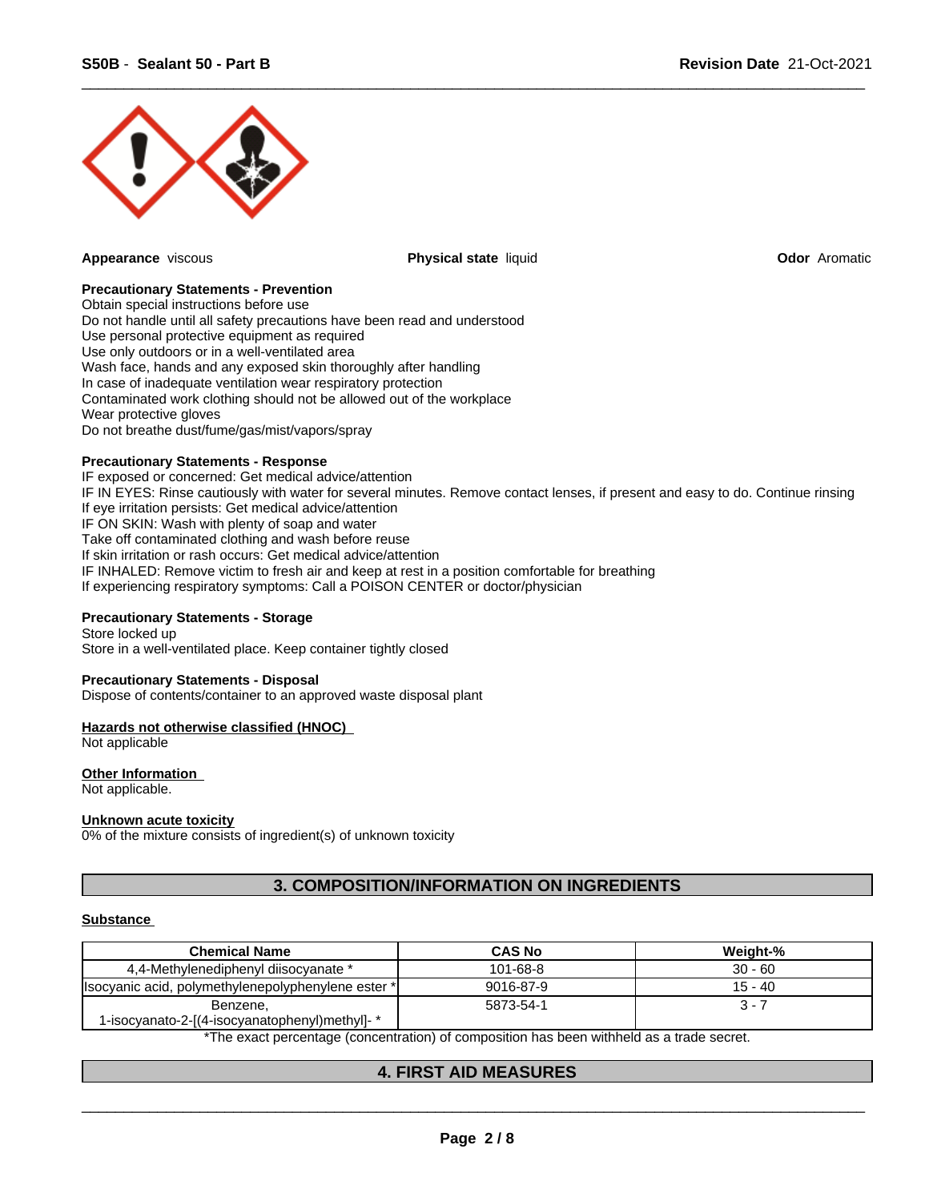**Appearance** viscous **Physical state** liquid **Odor** Aromatic

**Precautionary Statements - Prevention**
Obtain special instructions before use
Do not handle until all safety precautions have been read and understood
Use personal protective equipment as required
Use only outdoors or in a well-ventilated area
Wash face, hands and any exposed skin thoroughly after handling
In case of inadequate ventilation wear respiratory protection
Contaminated work clothing should not be allowed out of the workplace
Wear protective gloves
Do not breathe dust/fume/gas/mist/vapors/spray

**Precautionary Statements - Response**
IF exposed or concerned: Get medical advice/attention
IF IN EYES: Rinse cautiously with water for several minutes. Remove contact lenses, if present and easy to do. Continue rinsing
If eye irritation persists: Get medical advice/attention
IF ON SKIN: Wash with plenty of soap and water
Take off contaminated clothing and wash before reuse
If skin irritation or rash occurs: Get medical advice/attention
IF INHALED: Remove victim to fresh air and keep at rest in a position comfortable for breathing
If experiencing respiratory symptoms: Call a POISON CENTER or doctor/physician

**Precautionary Statements - Storage**
Store locked up
Store in a well-ventilated place. Keep container tightly closed

**Precautionary Statements - Disposal**
Dispose of contents/container to an approved waste disposal plant

**Hazards not otherwise classified (HNOC)**
Not applicable

**Other Information**
Not applicable.

**Unknown acute toxicity**
0% of the mixture consists of ingredient(s) of unknown toxicity

## 3. COMPOSITION/INFORMATION ON INGREDIENTS

**Substance**

| Chemical Name | CAS No | Weight-% |
|---|---|---|
| 4,4-Methylenediphenyl diisocyanate * | 101-68-8 | 30 - 60 |
| Isocyanic acid, polymethylenepolyphenylene ester * | 9016-87-9 | 15 - 40 |
| Benzene, 1-isocyanato-2-[(4-isocyanatophenyl)methyl]- * | 5873-54-1 | 3 - 7 |

*The exact percentage (concentration) of composition has been withheld as a trade secret.

## 4. FIRST AID MEASURES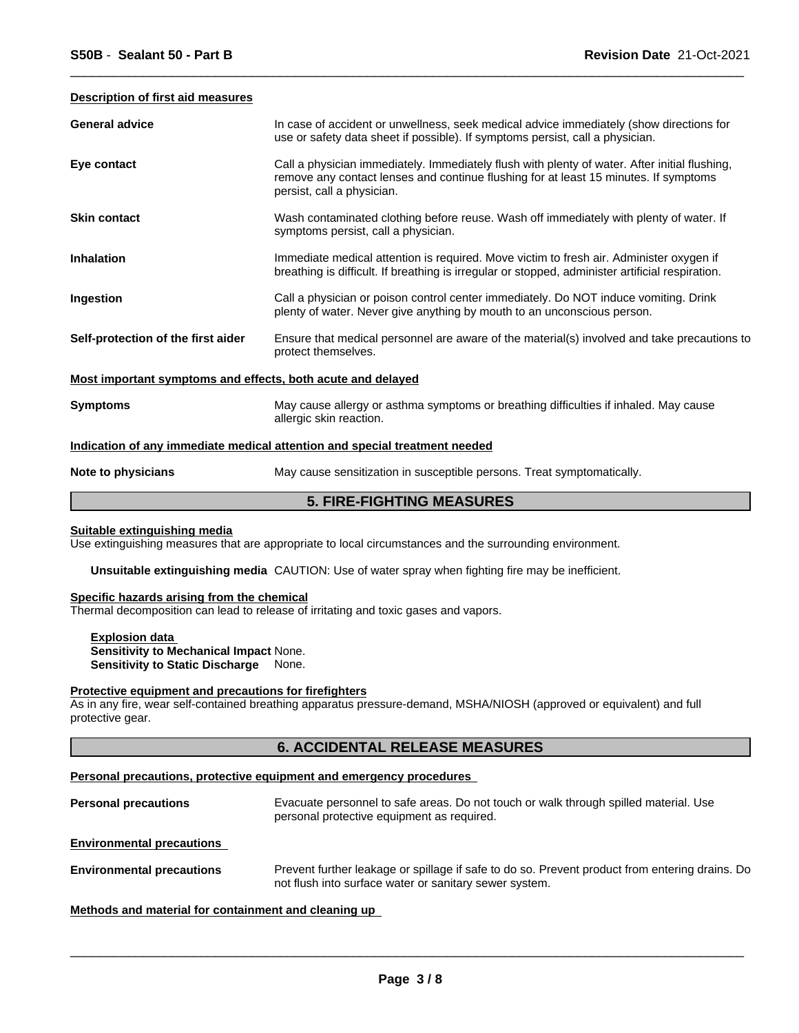#### Description of first aid measures

| | |
|---|---|
| **General advice** | In case of accident or unwellness, seek medical advice immediately (show directions for use or safety data sheet if possible). If symptoms persist, call a physician. |
| **Eye contact** | Call a physician immediately. Immediately flush with plenty of water. After initial flushing, remove any contact lenses and continue flushing for at least 15 minutes. If symptoms persist, call a physician. |
| **Skin contact** | Wash contaminated clothing before reuse. Wash off immediately with plenty of water. If symptoms persist, call a physician. |
| **Inhalation** | Immediate medical attention is required. Move victim to fresh air. Administer oxygen if breathing is difficult. If breathing is irregular or stopped, administer artificial respiration. |
| **Ingestion** | Call a physician or poison control center immediately. Do NOT induce vomiting. Drink plenty of water. Never give anything by mouth to an unconscious person. |
| **Self-protection of the first aider** | Ensure that medical personnel are aware of the material(s) involved and take precautions to protect themselves. |

#### Most important symptoms and effects, both acute and delayed

| | |
|---|---|
| **Symptoms** | May cause allergy or asthma symptoms or breathing difficulties if inhaled. May cause allergic skin reaction. |

#### Indication of any immediate medical attention and special treatment needed

| | |
|---|---|
| **Note to physicians** | May cause sensitization in susceptible persons. Treat symptomatically. |

## 5. FIRE-FIGHTING MEASURES

#### Suitable extinguishing media

Use extinguishing measures that are appropriate to local circumstances and the surrounding environment.

**Unsuitable extinguishing media** CAUTION: Use of water spray when fighting fire may be inefficient.

#### Specific hazards arising from the chemical

Thermal decomposition can lead to release of irritating and toxic gases and vapors.

**Explosion data**
**Sensitivity to Mechanical Impact** None.
**Sensitivity to Static Discharge** None.

#### Protective equipment and precautions for firefighters

As in any fire, wear self-contained breathing apparatus pressure-demand, MSHA/NIOSH (approved or equivalent) and full protective gear.

## 6. ACCIDENTAL RELEASE MEASURES

#### Personal precautions, protective equipment and emergency procedures

| | |
|---|---|
| **Personal precautions** | Evacuate personnel to safe areas. Do not touch or walk through spilled material. Use personal protective equipment as required. |

#### Environmental precautions

| | |
|---|---|
| **Environmental precautions** | Prevent further leakage or spillage if safe to do so. Prevent product from entering drains. Do not flush into surface water or sanitary sewer system. |

#### Methods and material for containment and cleaning up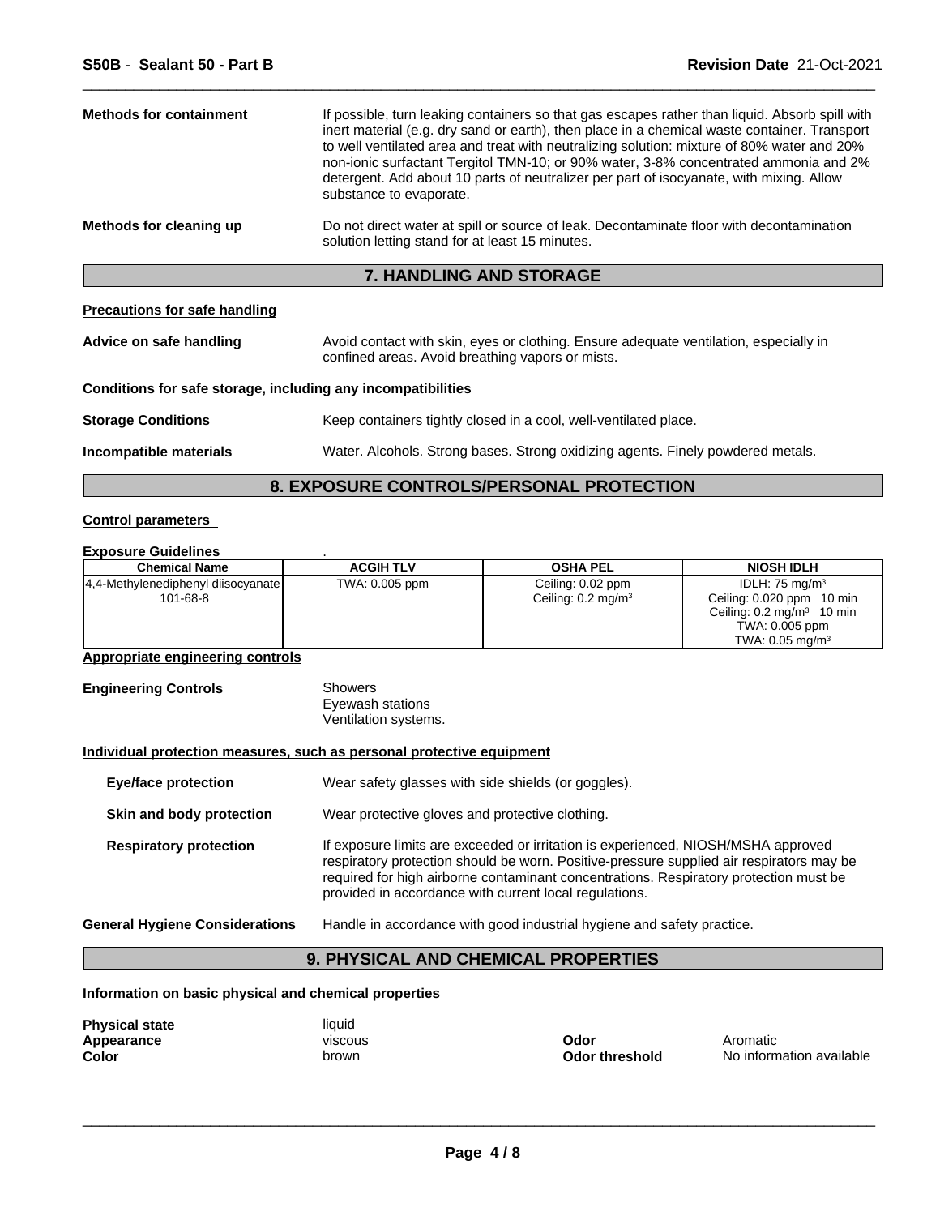**Methods for containment** If possible, turn leaking containers so that gas escapes rather than liquid. Absorb spill with inert material (e.g. dry sand or earth), then place in a chemical waste container. Transport to well ventilated area and treat with neutralizing solution: mixture of 80% water and 20% non-ionic surfactant Tergitol TMN-10; or 90% water, 3-8% concentrated ammonia and 2% detergent. Add about 10 parts of neutralizer per part of isocyanate, with mixing. Allow substance to evaporate.

**Methods for cleaning up** Do not direct water at spill or source of leak. Decontaminate floor with decontamination solution letting stand for at least 15 minutes.

## 7. HANDLING AND STORAGE

**Precautions for safe handling**

**Advice on safe handling** Avoid contact with skin, eyes or clothing. Ensure adequate ventilation, especially in confined areas. Avoid breathing vapors or mists.

**Conditions for safe storage, including any incompatibilities**

**Storage Conditions** Keep containers tightly closed in a cool, well-ventilated place.

**Incompatible materials** Water. Alcohols. Strong bases. Strong oxidizing agents. Finely powdered metals.

## 8. EXPOSURE CONTROLS/PERSONAL PROTECTION

**Control parameters**

**Exposure Guidelines** .

| Chemical Name | ACGIH TLV | OSHA PEL | NIOSH IDLH |
|---|---|---|---|
| 4,4-Methylenediphenyl diisocyanate<br>101-68-8 | TWA: 0.005 ppm | Ceiling: 0.02 ppm<br>Ceiling: 0.2 mg/m³ | IDLH: 75 mg/m³<br>Ceiling: 0.020 ppm 10 min<br>Ceiling: 0.2 mg/m³ 10 min<br>TWA: 0.005 ppm<br>TWA: 0.05 mg/m³ |

**Appropriate engineering controls**

**Engineering Controls** Showers
Eyewash stations
Ventilation systems.

**Individual protection measures, such as personal protective equipment**

**Eye/face protection** Wear safety glasses with side shields (or goggles).

**Skin and body protection** Wear protective gloves and protective clothing.

**Respiratory protection** If exposure limits are exceeded or irritation is experienced, NIOSH/MSHA approved respiratory protection should be worn. Positive-pressure supplied air respirators may be required for high airborne contaminant concentrations. Respiratory protection must be provided in accordance with current local regulations.

**General Hygiene Considerations** Handle in accordance with good industrial hygiene and safety practice.

## 9. PHYSICAL AND CHEMICAL PROPERTIES

**Information on basic physical and chemical properties**

**Physical state** liquid
**Appearance** viscous
**Color** brown
**Odor** Aromatic
**Odor threshold** No information available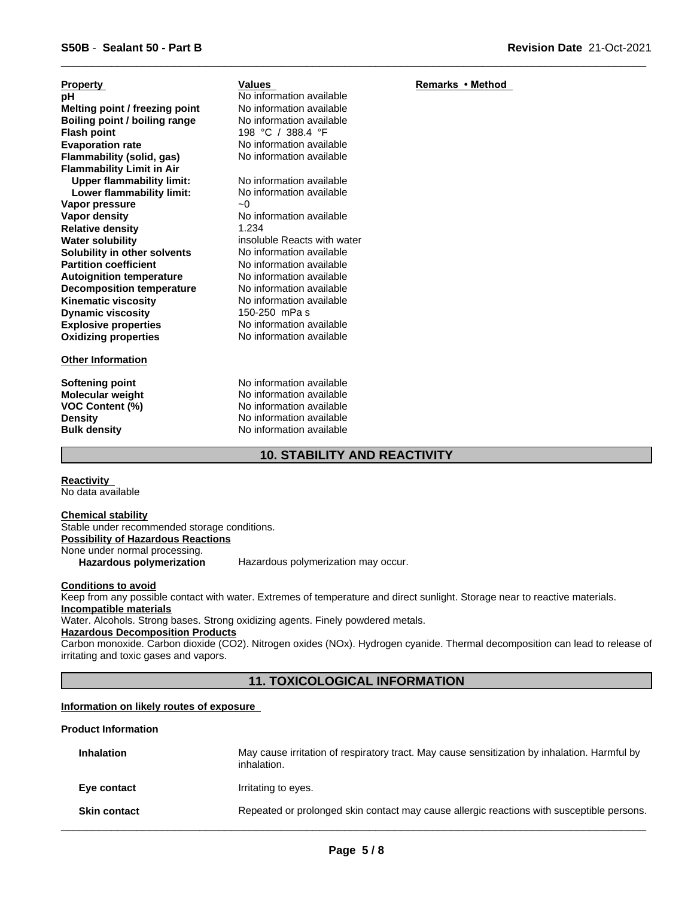| Property | Values | Remarks • Method |
|---|---|---|
| **pH** | No information available | |
| **Melting point / freezing point** | No information available | |
| **Boiling point / boiling range** | No information available | |
| **Flash point** | 198 °C / 388.4 °F | |
| **Evaporation rate** | No information available | |
| **Flammability (solid, gas)** | No information available | |
| **Flammability Limit in Air** | | |
| **Upper flammability limit:** | No information available | |
| **Lower flammability limit:** | No information available | |
| **Vapor pressure** | ~0 | |
| **Vapor density** | No information available | |
| **Relative density** | 1.234 | |
| **Water solubility** | insoluble Reacts with water | |
| **Solubility in other solvents** | No information available | |
| **Partition coefficient** | No information available | |
| **Autoignition temperature** | No information available | |
| **Decomposition temperature** | No information available | |
| **Kinematic viscosity** | No information available | |
| **Dynamic viscosity** | 150-250 mPa s | |
| **Explosive properties** | No information available | |
| **Oxidizing properties** | No information available | |

**Other Information**

| | |
|---|---|
| **Softening point** | No information available |
| **Molecular weight** | No information available |
| **VOC Content (%)** | No information available |
| **Density** | No information available |
| **Bulk density** | No information available |

## 10. STABILITY AND REACTIVITY

**Reactivity**
No data available

**Chemical stability**
Stable under recommended storage conditions.

**Possibility of Hazardous Reactions**
None under normal processing.

**Hazardous polymerization** Hazardous polymerization may occur.

**Conditions to avoid**
Keep from any possible contact with water. Extremes of temperature and direct sunlight. Storage near to reactive materials.

**Incompatible materials**
Water. Alcohols. Strong bases. Strong oxidizing agents. Finely powdered metals.

**Hazardous Decomposition Products**
Carbon monoxide. Carbon dioxide ($CO_2$). Nitrogen oxides ($NO_x$). Hydrogen cyanide. Thermal decomposition can lead to release of irritating and toxic gases and vapors.

## 11. TOXICOLOGICAL INFORMATION

**Information on likely routes of exposure**

**Product Information**

| | |
|---|---|
| **Inhalation** | May cause irritation of respiratory tract. May cause sensitization by inhalation. Harmful by inhalation. |
| **Eye contact** | Irritating to eyes. |
| **Skin contact** | Repeated or prolonged skin contact may cause allergic reactions with susceptible persons. |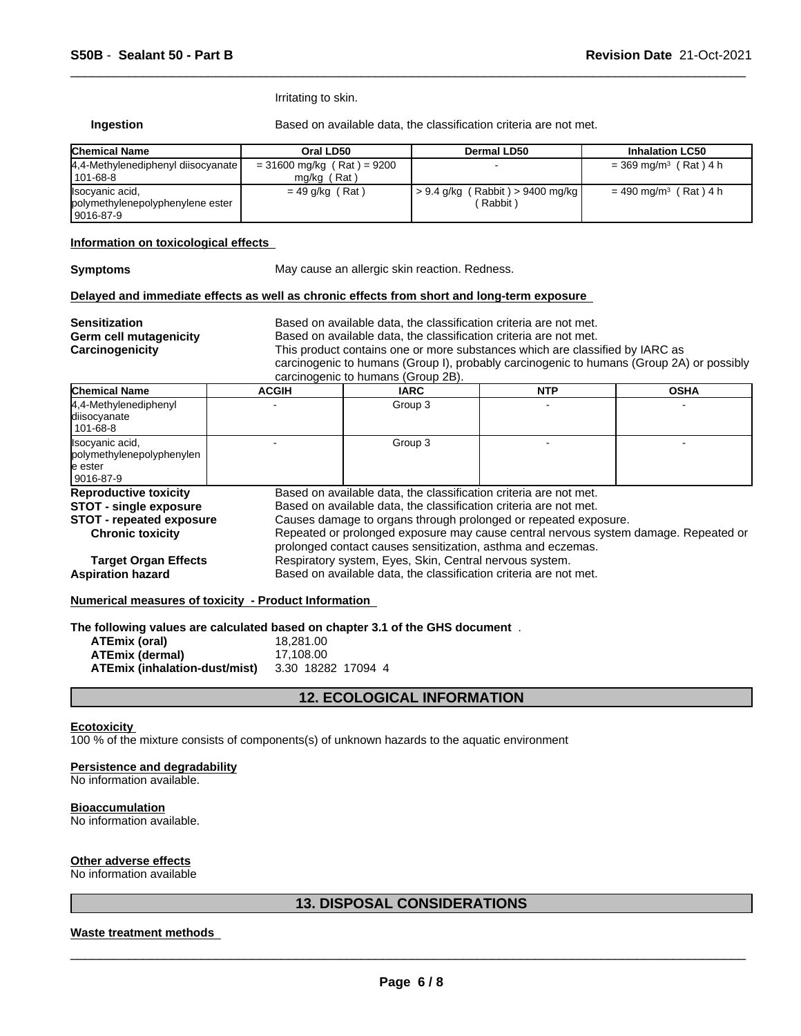Irritating to skin.

**Ingestion** Based on available data, the classification criteria are not met.

| Chemical Name | Oral LD50 | Dermal LD50 | Inhalation LC50 |
| --- | --- | --- | --- |
| 4,4-Methylenediphenyl diisocyanate 101-68-8 | = 31600 mg/kg ( Rat ) = 9200 mg/kg ( Rat ) | - | = 369 mg/m³ ( Rat ) 4 h |
| Isocyanic acid, polymethylenepolyphenylene ester 9016-87-9 | = 49 g/kg ( Rat ) | > 9.4 g/kg ( Rabbit ) > 9400 mg/kg ( Rabbit ) | = 490 mg/m³ ( Rat ) 4 h |

**Information on toxicological effects**

**Symptoms** May cause an allergic skin reaction. Redness.

**Delayed and immediate effects as well as chronic effects from short and long-term exposure**

**Sensitization** Based on available data, the classification criteria are not met.
**Germ cell mutagenicity** Based on available data, the classification criteria are not met.
**Carcinogenicity** This product contains one or more substances which are classified by IARC as carcinogenic to humans (Group I), probably carcinogenic to humans (Group 2A) or possibly carcinogenic to humans (Group 2B).

| Chemical Name | ACGIH | IARC | NTP | OSHA |
| --- | --- | --- | --- | --- |
| 4,4-Methylenediphenyl diisocyanate 101-68-8 | - | Group 3 | - | - |
| Isocyanic acid, polymethylenepolyphenylene ester 9016-87-9 | - | Group 3 | - | - |

**Reproductive toxicity** Based on available data, the classification criteria are not met.
**STOT - single exposure** Based on available data, the classification criteria are not met.
**STOT - repeated exposure** Causes damage to organs through prolonged or repeated exposure.
**Chronic toxicity** Repeated or prolonged exposure may cause central nervous system damage. Repeated or prolonged contact causes sensitization, asthma and eczemas.
**Target Organ Effects** Respiratory system, Eyes, Skin, Central nervous system.
**Aspiration hazard** Based on available data, the classification criteria are not met.

**Numerical measures of toxicity - Product Information**

**The following values are calculated based on chapter 3.1 of the GHS document** .

**ATEmix (oral)** 18,281.00
**ATEmix (dermal)** 17,108.00
**ATEmix (inhalation-dust/mist)** 3.30 18282 17094 4

## 12. ECOLOGICAL INFORMATION

**Ecotoxicity**
100 % of the mixture consists of components(s) of unknown hazards to the aquatic environment

**Persistence and degradability**
No information available.

**Bioaccumulation**
No information available.

**Other adverse effects**
No information available

## 13. DISPOSAL CONSIDERATIONS

**Waste treatment methods**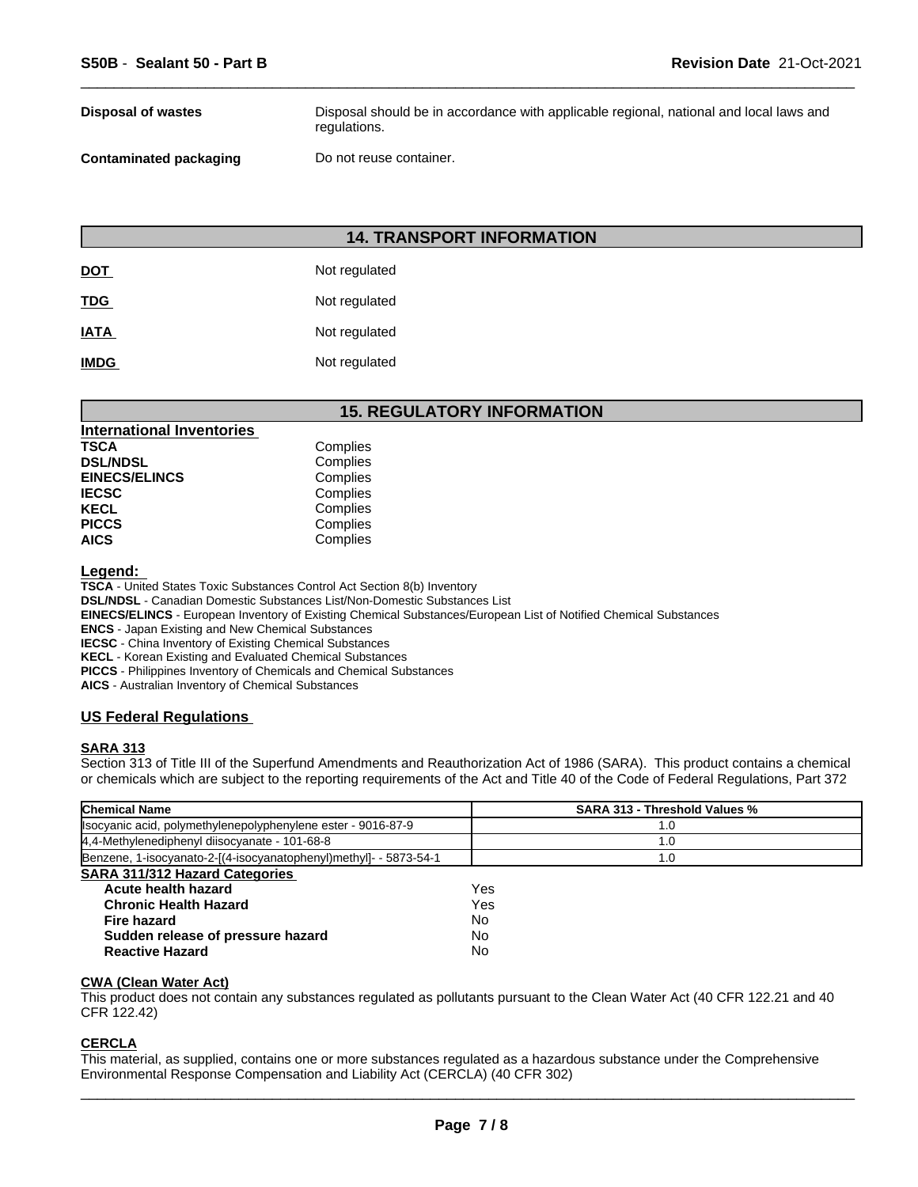| | |
|---|---|
| **Disposal of wastes** | Disposal should be in accordance with applicable regional, national and local laws and regulations. |
| **Contaminated packaging** | Do not reuse container. |

## 14. TRANSPORT INFORMATION

| | |
|---|---|
| **DOT** | Not regulated |
| **TDG** | Not regulated |
| **IATA** | Not regulated |
| **IMDG** | Not regulated |

## 15. REGULATORY INFORMATION

**International Inventories**

| | |
|---|---|
| **TSCA** | Complies |
| **DSL/NDSL** | Complies |
| **EINECS/ELINCS** | Complies |
| **IECSC** | Complies |
| **KECL** | Complies |
| **PICCS** | Complies |
| **AICS** | Complies |

**Legend:**

**TSCA** - United States Toxic Substances Control Act Section 8(b) Inventory
**DSL/NDSL** - Canadian Domestic Substances List/Non-Domestic Substances List
**EINECS/ELINCS** - European Inventory of Existing Chemical Substances/European List of Notified Chemical Substances
**ENCS** - Japan Existing and New Chemical Substances
**IECSC** - China Inventory of Existing Chemical Substances
**KECL** - Korean Existing and Evaluated Chemical Substances
**PICCS** - Philippines Inventory of Chemicals and Chemical Substances
**AICS** - Australian Inventory of Chemical Substances

### US Federal Regulations

**SARA 313**

Section 313 of Title III of the Superfund Amendments and Reauthorization Act of 1986 (SARA). This product contains a chemical or chemicals which are subject to the reporting requirements of the Act and Title 40 of the Code of Federal Regulations, Part 372

| Chemical Name | SARA 313 - Threshold Values % |
|---|---|
| Isocyanic acid, polymethylenepolyphenylene ester - 9016-87-9 | 1.0 |
| 4,4-Methylenediphenyl diisocyanate - 101-68-8 | 1.0 |
| Benzene, 1-isocyanato-2-[(4-isocyanatophenyl)methyl]- - 5873-54-1 | 1.0 |

**SARA 311/312 Hazard Categories**

| | |
|---|---|
| **Acute health hazard** | Yes |
| **Chronic Health Hazard** | Yes |
| **Fire hazard** | No |
| **Sudden release of pressure hazard** | No |
| **Reactive Hazard** | No |

**CWA (Clean Water Act)**

This product does not contain any substances regulated as pollutants pursuant to the Clean Water Act (40 CFR 122.21 and 40 CFR 122.42)

**CERCLA**

This material, as supplied, contains one or more substances regulated as a hazardous substance under the Comprehensive Environmental Response Compensation and Liability Act (CERCLA) (40 CFR 302)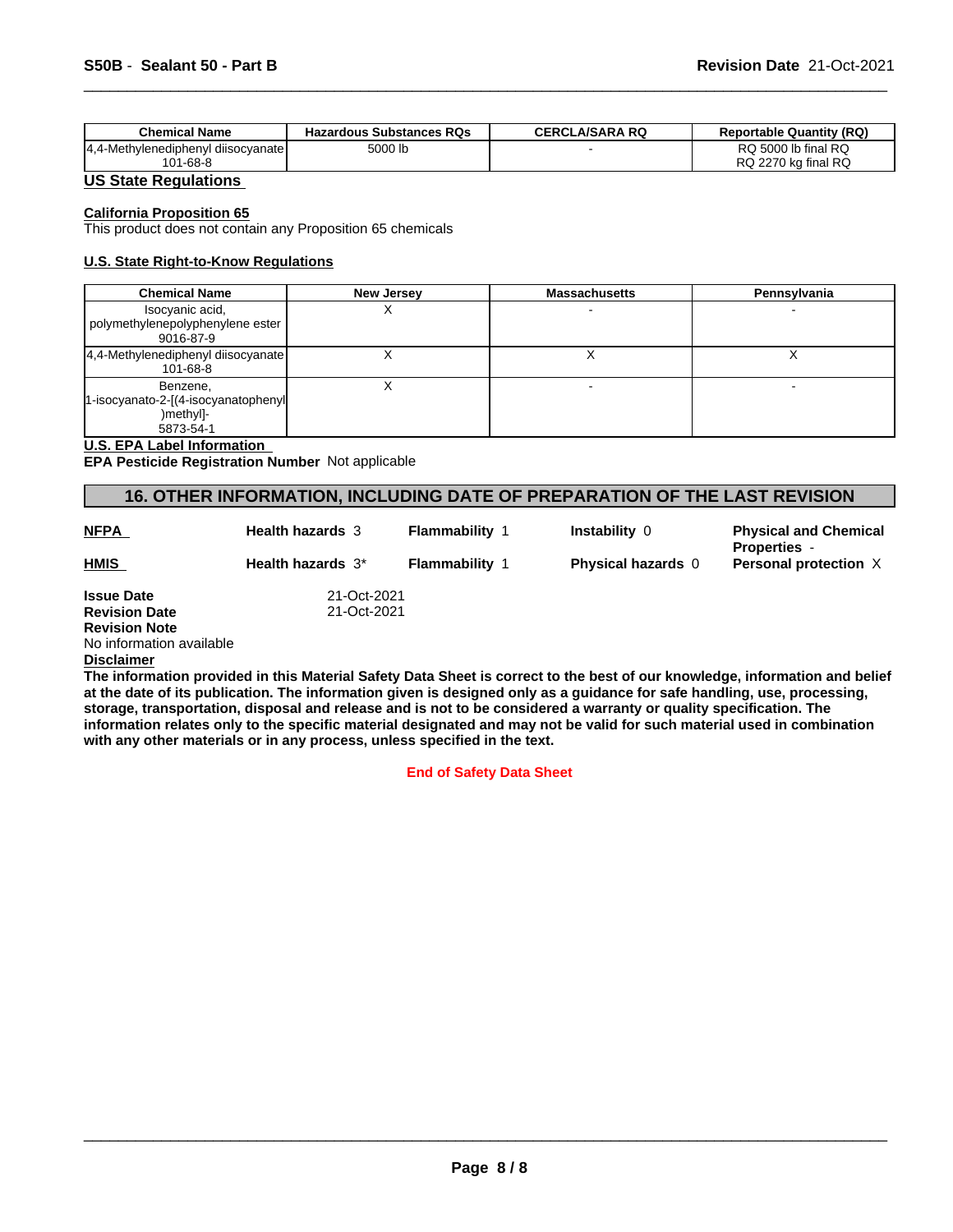| Chemical Name | Hazardous Substances RQs | CERCLA/SARA RQ | Reportable Quantity (RQ) |
|---|---|---|---|
| 4,4-Methylenediphenyl diisocyanate 101-68-8 | 5000 lb | - | RQ 5000 lb final RQ RQ 2270 kg final RQ |

## US State Regulations

**California Proposition 65**

This product does not contain any Proposition 65 chemicals

**U.S. State Right-to-Know Regulations**

| Chemical Name | New Jersey | Massachusetts | Pennsylvania |
|---|---|---|---|
| Isocyanic acid, polymethylenepolyphenylene ester 9016-87-9 | X | - | - |
| 4,4-Methylenediphenyl diisocyanate 101-68-8 | X | X | X |
| Benzene, 1-isocyanato-2-[(4-isocyanatophenyl)methyl]- 5873-54-1 | X | - | - |

**U.S. EPA Label Information**

**EPA Pesticide Registration Number** Not applicable

## 16. OTHER INFORMATION, INCLUDING DATE OF PREPARATION OF THE LAST REVISION

| | | | | |
|---|---|---|---|---|
| **NFPA** | **Health hazards** 3 | **Flammability** 1 | **Instability** 0 | **Physical and Chemical Properties** - |
| **HMIS** | **Health hazards** 3* | **Flammability** 1 | **Physical hazards** 0 | **Personal protection** X |

**Issue Date** 21-Oct-2021

**Revision Date** 21-Oct-2021

**Revision Note**

No information available

**Disclaimer**

**The information provided in this Material Safety Data Sheet is correct to the best of our knowledge, information and belief at the date of its publication. The information given is designed only as a guidance for safe handling, use, processing, storage, transportation, disposal and release and is not to be considered a warranty or quality specification. The information relates only to the specific material designated and may not be valid for such material used in combination with any other materials or in any process, unless specified in the text.**

**End of Safety Data Sheet**